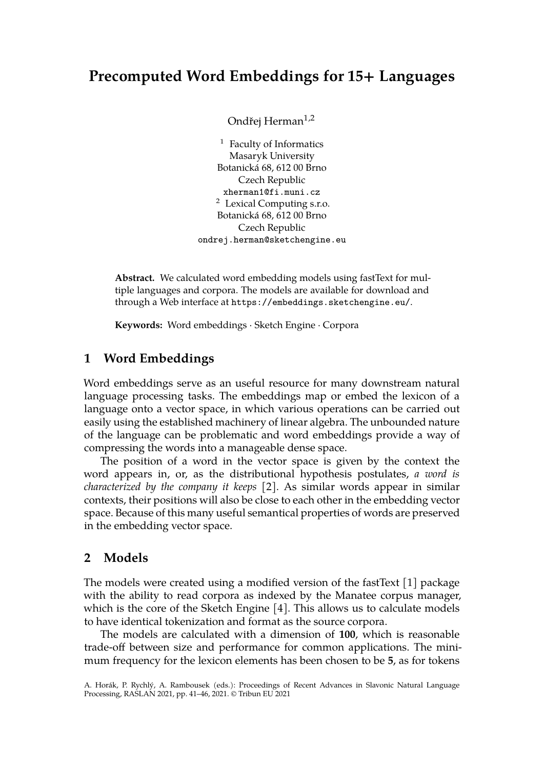# Precomputed Word Embeddings for 15+ Languages

Ondřej Herman[1,2]

[1] Faculty of Informatics
Masaryk University
Botanická 68, 612 00 Brno
Czech Republic
xherman1@fi.muni.cz
[2] Lexical Computing s.r.o.
Botanická 68, 612 00 Brno
Czech Republic
ondrej.herman@sketchengine.eu

**Abstract.** We calculated word embedding models using fastText for multiple languages and corpora. The models are available for download and through a Web interface at https://embeddings.sketchengine.eu/.

**Keywords:** Word embeddings · Sketch Engine · Corpora

## 1 Word Embeddings

Word embeddings serve as an useful resource for many downstream natural language processing tasks. The embeddings map or embed the lexicon of a language onto a vector space, in which various operations can be carried out easily using the established machinery of linear algebra. The unbounded nature of the language can be problematic and word embeddings provide a way of compressing the words into a manageable dense space.

The position of a word in the vector space is given by the context the word appears in, or, as the distributional hypothesis postulates, *a word is characterized by the company it keeps* [2]. As similar words appear in similar contexts, their positions will also be close to each other in the embedding vector space. Because of this many useful semantical properties of words are preserved in the embedding vector space.

## 2 Models

The models were created using a modified version of the fastText [1] package with the ability to read corpora as indexed by the Manatee corpus manager, which is the core of the Sketch Engine [4]. This allows us to calculate models to have identical tokenization and format as the source corpora.

The models are calculated with a dimension of **100**, which is reasonable trade-off between size and performance for common applications. The minimum frequency for the lexicon elements has been chosen to be **5**, as for tokens

A. Horák, P. Rychlý, A. Rambousek (eds.): Proceedings of Recent Advances in Slavonic Natural Language Processing, RASLAN 2021, pp. 41–46, 2021. © Tribun EU 2021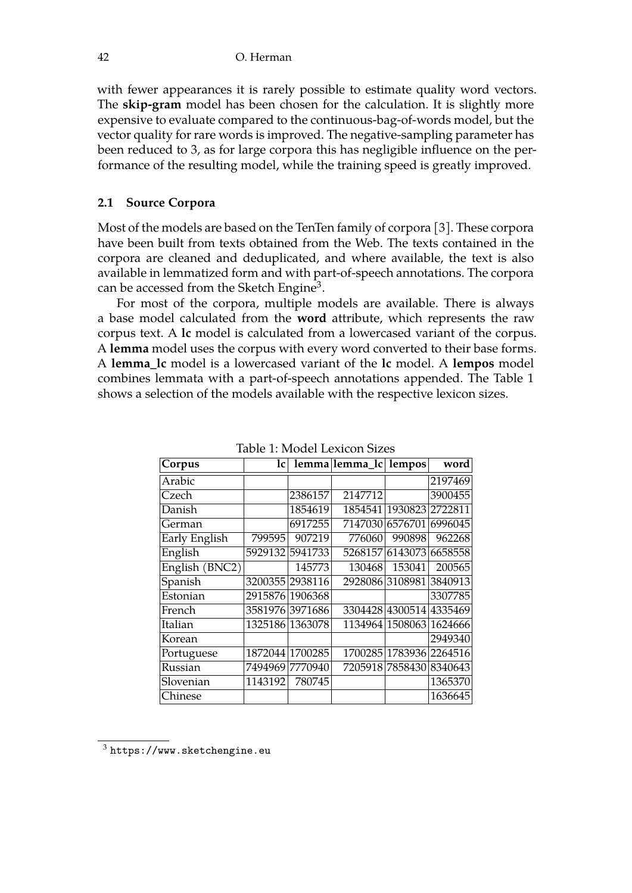with fewer appearances it is rarely possible to estimate quality word vectors. The **skip-gram** model has been chosen for the calculation. It is slightly more expensive to evaluate compared to the continuous-bag-of-words model, but the vector quality for rare words is improved. The negative-sampling parameter has been reduced to 3, as for large corpora this has negligible influence on the performance of the resulting model, while the training speed is greatly improved.

### 2.1 Source Corpora

Most of the models are based on the TenTen family of corpora [3]. These corpora have been built from texts obtained from the Web. The texts contained in the corpora are cleaned and deduplicated, and where available, the text is also available in lemmatized form and with part-of-speech annotations. The corpora can be accessed from the Sketch Engine[3].

For most of the corpora, multiple models are available. There is always a base model calculated from the **word** attribute, which represents the raw corpus text. A **lc** model is calculated from a lowercased variant of the corpus. A **lemma** model uses the corpus with every word converted to their base forms. A **lemma_lc** model is a lowercased variant of the **lc** model. A **lempos** model combines lemmata with a part-of-speech annotations appended. The Table 1 shows a selection of the models available with the respective lexicon sizes.

Table 1: Model Lexicon Sizes

| Corpus | lc | lemma | lemma_lc | lempos | word |
|---|---|---|---|---|---|
| Arabic | | | | | 2197469 |
| Czech | | 2386157 | 2147712 | | 3900455 |
| Danish | | 1854619 | 1854541 | 1930823 | 2722811 |
| German | | 6917255 | 7147030 | 6576701 | 6996045 |
| Early English | 799595 | 907219 | 776060 | 990898 | 962268 |
| English | 5929132 | 5941733 | 5268157 | 6143073 | 6658558 |
| English (BNC2) | | 145773 | 130468 | 153041 | 200565 |
| Spanish | 3200355 | 2938116 | 2928086 | 3108981 | 3840913 |
| Estonian | 2915876 | 1906368 | | | 3307785 |
| French | 3581976 | 3971686 | 3304428 | 4300514 | 4335469 |
| Italian | 1325186 | 1363078 | 1134964 | 1508063 | 1624666 |
| Korean | | | | | 2949340 |
| Portuguese | 1872044 | 1700285 | 1700285 | 1783936 | 2264516 |
| Russian | 7494969 | 7770940 | 7205918 | 7858430 | 8340643 |
| Slovenian | 1143192 | 780745 | | | 1365370 |
| Chinese | | | | | 1636645 |

[3] https://www.sketchengine.eu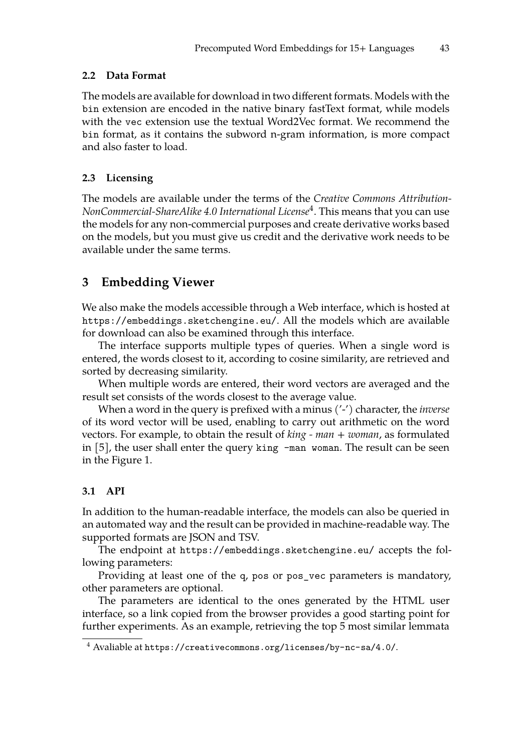### 2.2 Data Format

The models are available for download in two different formats. Models with the `bin` extension are encoded in the native binary fastText format, while models with the `vec` extension use the textual Word2Vec format. We recommend the `bin` format, as it contains the subword n-gram information, is more compact and also faster to load.

### 2.3 Licensing

The models are available under the terms of the *Creative Commons Attribution-NonCommercial-ShareAlike 4.0 International License*[4]. This means that you can use the models for any non-commercial purposes and create derivative works based on the models, but you must give us credit and the derivative work needs to be available under the same terms.

## 3 Embedding Viewer

We also make the models accessible through a Web interface, which is hosted at `https://embeddings.sketchengine.eu/`. All the models which are available for download can also be examined through this interface.

The interface supports multiple types of queries. When a single word is entered, the words closest to it, according to cosine similarity, are retrieved and sorted by decreasing similarity.

When multiple words are entered, their word vectors are averaged and the result set consists of the words closest to the average value.

When a word in the query is prefixed with a minus ('-') character, the *inverse* of its word vector will be used, enabling to carry out arithmetic on the word vectors. For example, to obtain the result of *king - man + woman*, as formulated in [5], the user shall enter the query `king -man woman`. The result can be seen in the Figure 1.

### 3.1 API

In addition to the human-readable interface, the models can also be queried in an automated way and the result can be provided in machine-readable way. The supported formats are JSON and TSV.

The endpoint at `https://embeddings.sketchengine.eu/` accepts the following parameters:

Providing at least one of the `q`, `pos` or `pos_vec` parameters is mandatory, other parameters are optional.

The parameters are identical to the ones generated by the HTML user interface, so a link copied from the browser provides a good starting point for further experiments. As an example, retrieving the top 5 most similar lemmata

[4] Avaliable at `https://creativecommons.org/licenses/by-nc-sa/4.0/`.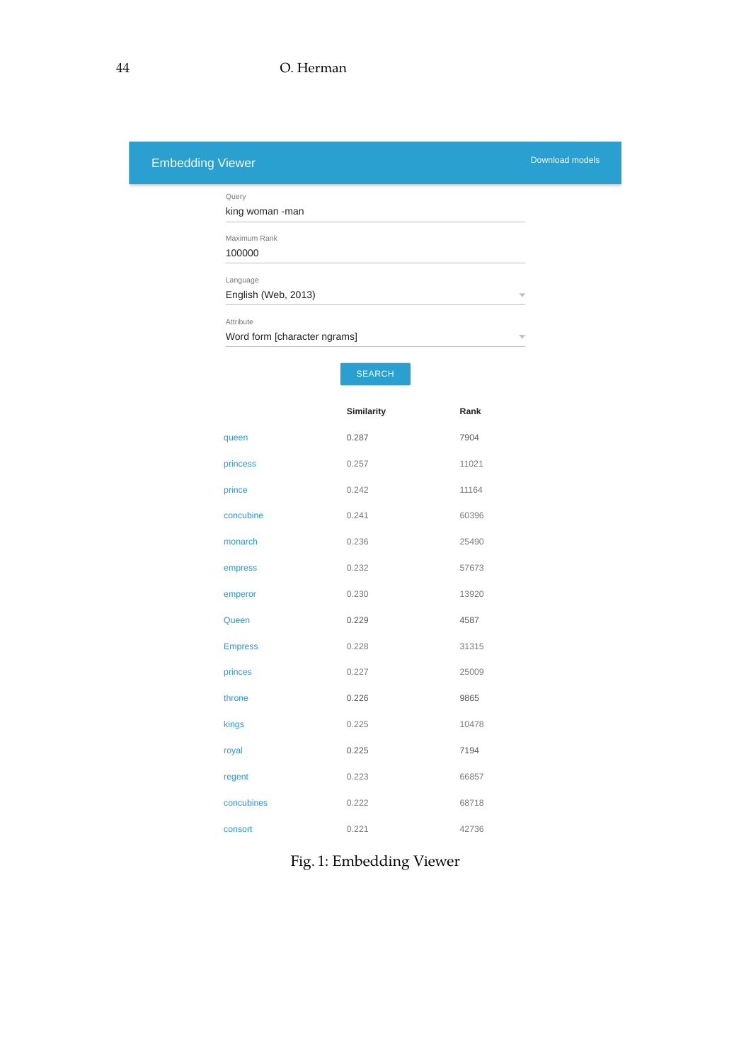Embedding Viewer

Download models

Query

king woman -man

Maximum Rank

100000

Language

English (Web, 2013)

Attribute

Word form [character ngrams]

SEARCH

| | Similarity | Rank |
|---|---|---|
| queen | 0.287 | 7904 |
| princess | 0.257 | 11021 |
| prince | 0.242 | 11164 |
| concubine | 0.241 | 60396 |
| monarch | 0.236 | 25490 |
| empress | 0.232 | 57673 |
| emperor | 0.230 | 13920 |
| Queen | 0.229 | 4587 |
| Empress | 0.228 | 31315 |
| princes | 0.227 | 25009 |
| throne | 0.226 | 9865 |
| kings | 0.225 | 10478 |
| royal | 0.225 | 7194 |
| regent | 0.223 | 66857 |
| concubines | 0.222 | 68718 |
| consort | 0.221 | 42736 |

Fig. 1: Embedding Viewer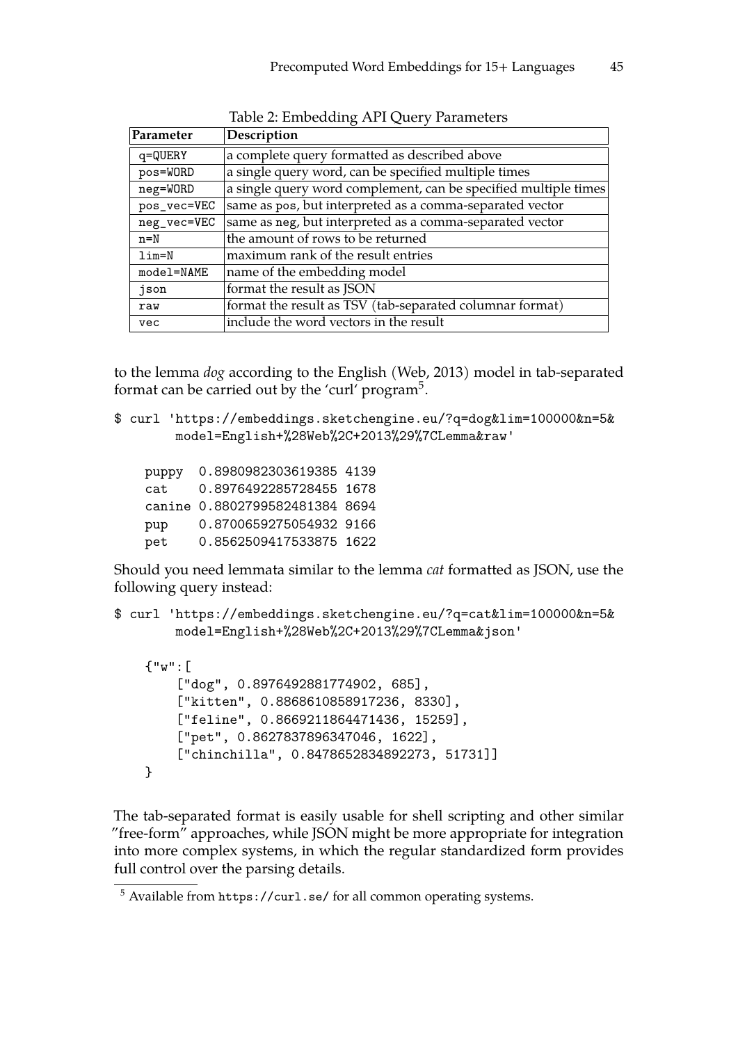Table 2: Embedding API Query Parameters

| Parameter | Description |
|---|---|
| `q=QUERY` | a complete query formatted as described above |
| `pos=WORD` | a single query word, can be specified multiple times |
| `neg=WORD` | a single query word complement, can be specified multiple times |
| `pos_vec=VEC` | same as pos, but interpreted as a comma-separated vector |
| `neg_vec=VEC` | same as neg, but interpreted as a comma-separated vector |
| `n=N` | the amount of rows to be returned |
| `lim=N` | maximum rank of the result entries |
| `model=NAME` | name of the embedding model |
| `json` | format the result as JSON |
| `raw` | format the result as TSV (tab-separated columnar format) |
| `vec` | include the word vectors in the result |

to the lemma *dog* according to the English (Web, 2013) model in tab-separated format can be carried out by the 'curl' program[5].

```
$ curl 'https://embeddings.sketchengine.eu/?q=dog&lim=100000&n=5&
        model=English+%28Web%2C+2013%29%7CLemma&raw'

    puppy  0.8980982303619385 4139
    cat    0.8976492285728455 1678
    canine 0.8802799582481384 8694
    pup    0.8700659275054932 9166
    pet    0.8562509417533875 1622
```

Should you need lemmata similar to the lemma *cat* formatted as JSON, use the following query instead:

```
$ curl 'https://embeddings.sketchengine.eu/?q=cat&lim=100000&n=5&
        model=English+%28Web%2C+2013%29%7CLemma&json'

    {"w":[
        ["dog", 0.8976492881774902, 685],
        ["kitten", 0.8868610858917236, 8330],
        ["feline", 0.8669211864471436, 15259],
        ["pet", 0.8627837896347046, 1622],
        ["chinchilla", 0.8478652834892273, 51731]]
    }
```

The tab-separated format is easily usable for shell scripting and other similar "free-form" approaches, while JSON might be more appropriate for integration into more complex systems, in which the regular standardized form provides full control over the parsing details.

[5] Available from `https://curl.se/` for all common operating systems.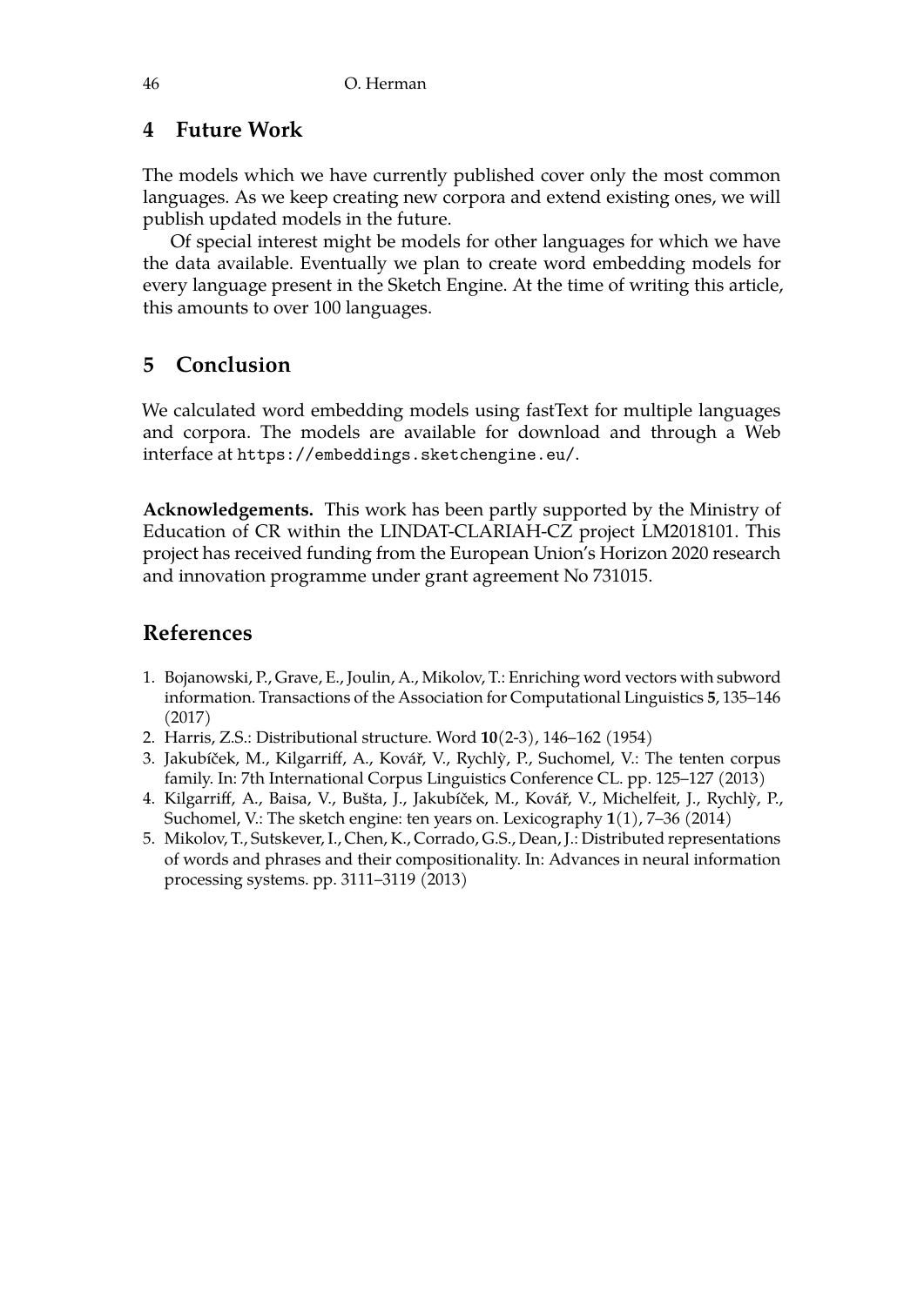## 4 Future Work

The models which we have currently published cover only the most common languages. As we keep creating new corpora and extend existing ones, we will publish updated models in the future.

Of special interest might be models for other languages for which we have the data available. Eventually we plan to create word embedding models for every language present in the Sketch Engine. At the time of writing this article, this amounts to over 100 languages.

## 5 Conclusion

We calculated word embedding models using fastText for multiple languages and corpora. The models are available for download and through a Web interface at `https://embeddings.sketchengine.eu/`.

**Acknowledgements.** This work has been partly supported by the Ministry of Education of CR within the LINDAT-CLARIAH-CZ project LM2018101. This project has received funding from the European Union's Horizon 2020 research and innovation programme under grant agreement No 731015.

## References

1. Bojanowski, P., Grave, E., Joulin, A., Mikolov, T.: Enriching word vectors with subword information. Transactions of the Association for Computational Linguistics **5**, 135–146 (2017)
2. Harris, Z.S.: Distributional structure. Word **10**(2-3), 146–162 (1954)
3. Jakubíček, M., Kilgarriff, A., Kovář, V., Rychlỳ, P., Suchomel, V.: The tenten corpus family. In: 7th International Corpus Linguistics Conference CL. pp. 125–127 (2013)
4. Kilgarriff, A., Baisa, V., Bušta, J., Jakubíček, M., Kovář, V., Michelfeit, J., Rychlỳ, P., Suchomel, V.: The sketch engine: ten years on. Lexicography **1**(1), 7–36 (2014)
5. Mikolov, T., Sutskever, I., Chen, K., Corrado, G.S., Dean, J.: Distributed representations of words and phrases and their compositionality. In: Advances in neural information processing systems. pp. 3111–3119 (2013)